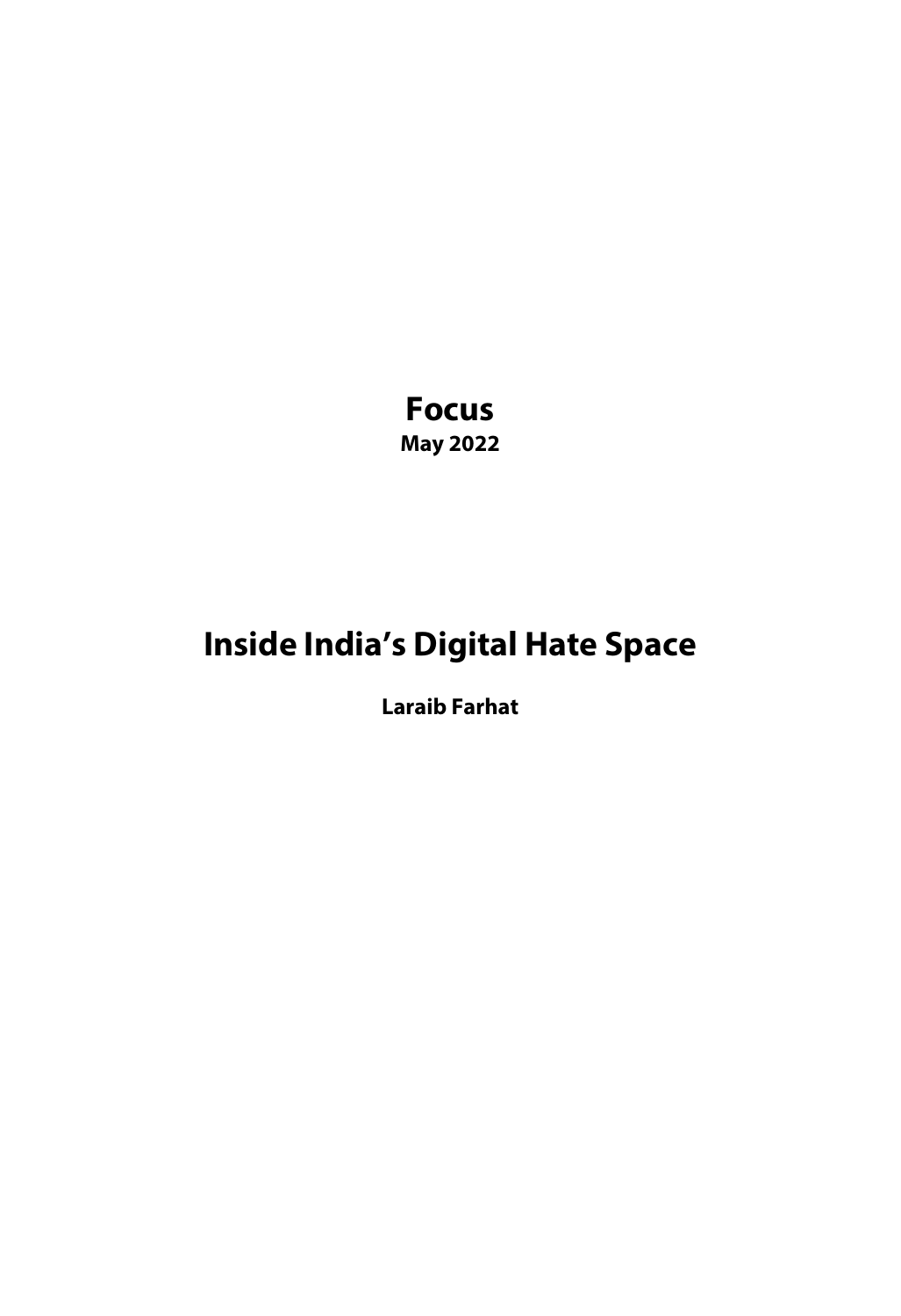# Focus

**May 2022**

# Inside India's Digital Hate Space

**Laraib Farhat**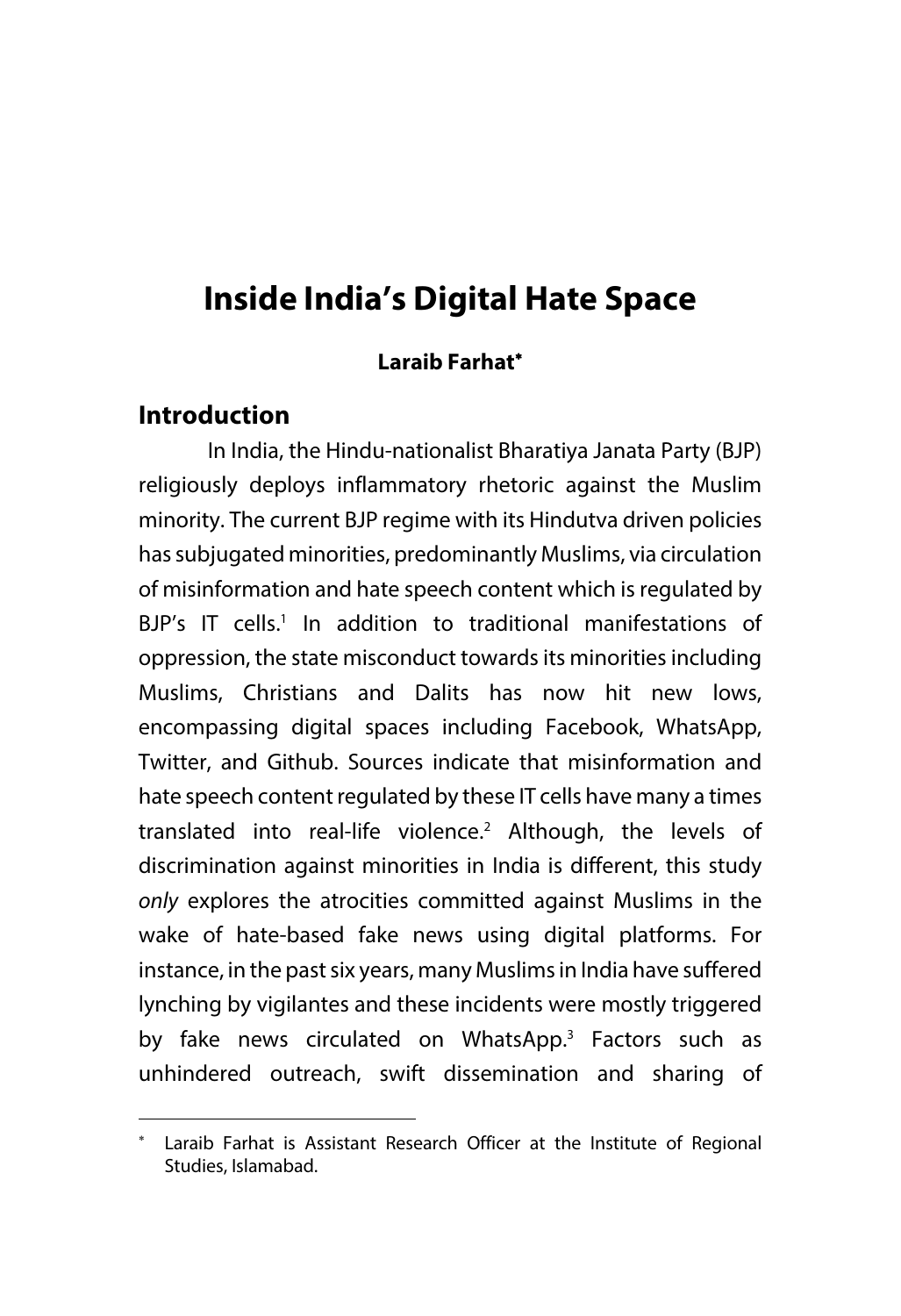# Inside India's Digital Hate Space

**Laraib Farhat***

## Introduction

In India, the Hindu-nationalist Bharatiya Janata Party (BJP) religiously deploys inflammatory rhetoric against the Muslim minority. The current BJP regime with its Hindutva driven policies has subjugated minorities, predominantly Muslims, via circulation of misinformation and hate speech content which is regulated by BJP's IT cells.[1] In addition to traditional manifestations of oppression, the state misconduct towards its minorities including Muslims, Christians and Dalits has now hit new lows, encompassing digital spaces including Facebook, WhatsApp, Twitter, and Github. Sources indicate that misinformation and hate speech content regulated by these IT cells have many a times translated into real-life violence.[2] Although, the levels of discrimination against minorities in India is different, this study *only* explores the atrocities committed against Muslims in the wake of hate-based fake news using digital platforms. For instance, in the past six years, many Muslims in India have suffered lynching by vigilantes and these incidents were mostly triggered by fake news circulated on WhatsApp.[3] Factors such as unhindered outreach, swift dissemination and sharing of

---

* Laraib Farhat is Assistant Research Officer at the Institute of Regional Studies, Islamabad.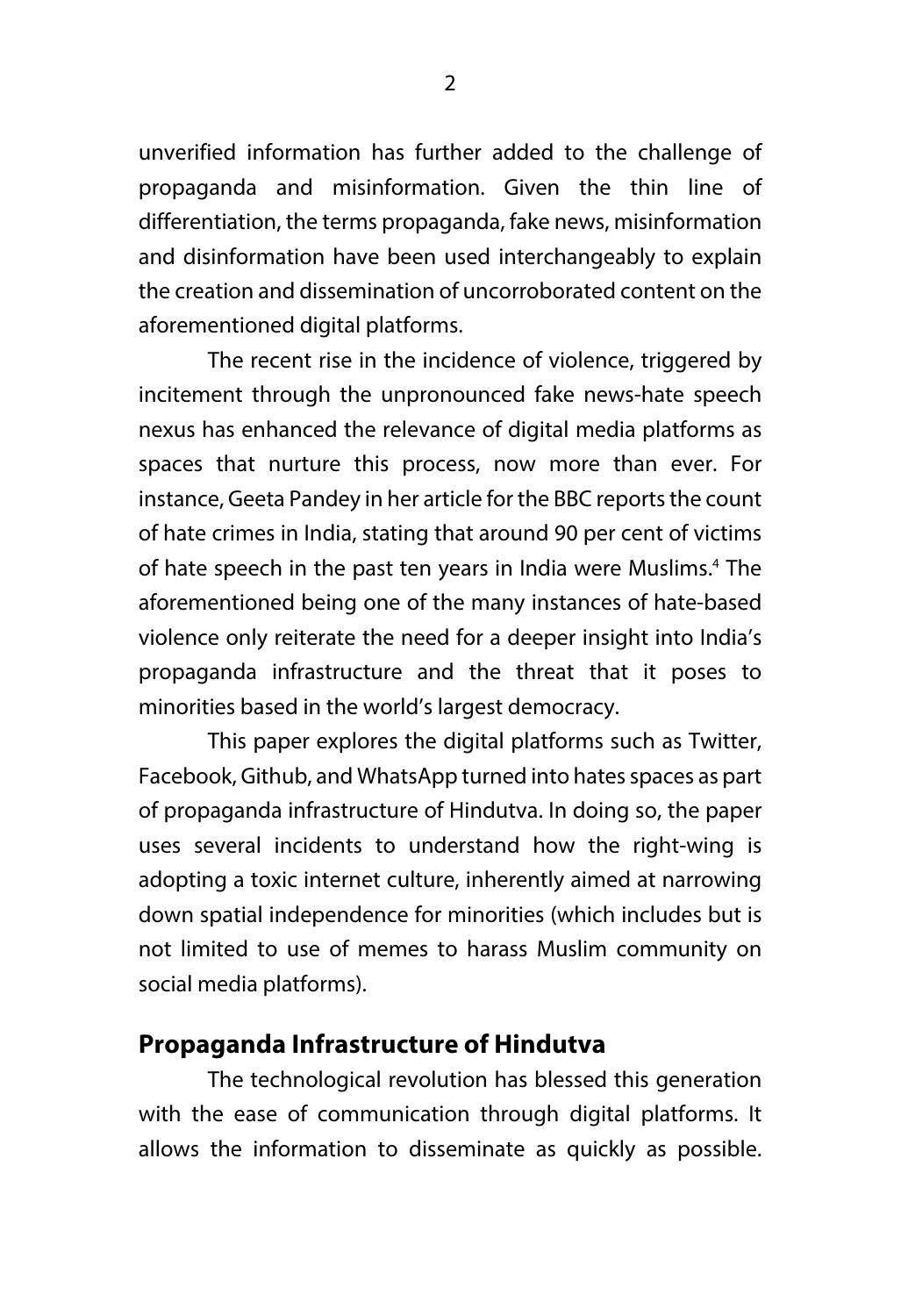unverified information has further added to the challenge of propaganda and misinformation. Given the thin line of differentiation, the terms propaganda, fake news, misinformation and disinformation have been used interchangeably to explain the creation and dissemination of uncorroborated content on the aforementioned digital platforms.

The recent rise in the incidence of violence, triggered by incitement through the unpronounced fake news-hate speech nexus has enhanced the relevance of digital media platforms as spaces that nurture this process, now more than ever. For instance, Geeta Pandey in her article for the BBC reports the count of hate crimes in India, stating that around 90 per cent of victims of hate speech in the past ten years in India were Muslims.[4] The aforementioned being one of the many instances of hate-based violence only reiterate the need for a deeper insight into India's propaganda infrastructure and the threat that it poses to minorities based in the world's largest democracy.

This paper explores the digital platforms such as Twitter, Facebook, Github, and WhatsApp turned into hates spaces as part of propaganda infrastructure of Hindutva. In doing so, the paper uses several incidents to understand how the right-wing is adopting a toxic internet culture, inherently aimed at narrowing down spatial independence for minorities (which includes but is not limited to use of memes to harass Muslim community on social media platforms).

## Propaganda Infrastructure of Hindutva

The technological revolution has blessed this generation with the ease of communication through digital platforms. It allows the information to disseminate as quickly as possible.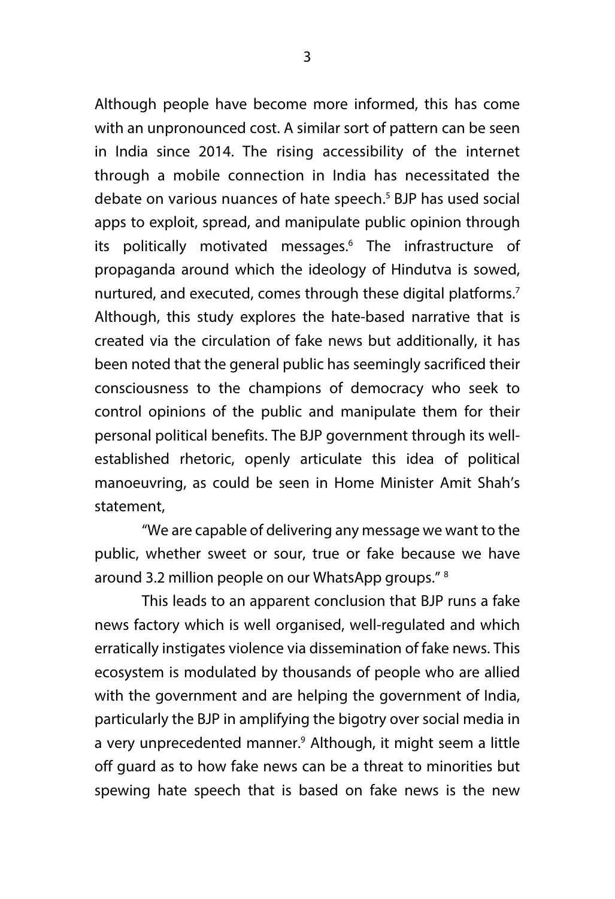Although people have become more informed, this has come with an unpronounced cost. A similar sort of pattern can be seen in India since 2014. The rising accessibility of the internet through a mobile connection in India has necessitated the debate on various nuances of hate speech.[5] BJP has used social apps to exploit, spread, and manipulate public opinion through its politically motivated messages.[6] The infrastructure of propaganda around which the ideology of Hindutva is sowed, nurtured, and executed, comes through these digital platforms.[7] Although, this study explores the hate-based narrative that is created via the circulation of fake news but additionally, it has been noted that the general public has seemingly sacrificed their consciousness to the champions of democracy who seek to control opinions of the public and manipulate them for their personal political benefits. The BJP government through its well-established rhetoric, openly articulate this idea of political manoeuvring, as could be seen in Home Minister Amit Shah's statement,

"We are capable of delivering any message we want to the public, whether sweet or sour, true or fake because we have around 3.2 million people on our WhatsApp groups." [8]

This leads to an apparent conclusion that BJP runs a fake news factory which is well organised, well-regulated and which erratically instigates violence via dissemination of fake news. This ecosystem is modulated by thousands of people who are allied with the government and are helping the government of India, particularly the BJP in amplifying the bigotry over social media in a very unprecedented manner.[9] Although, it might seem a little off guard as to how fake news can be a threat to minorities but spewing hate speech that is based on fake news is the new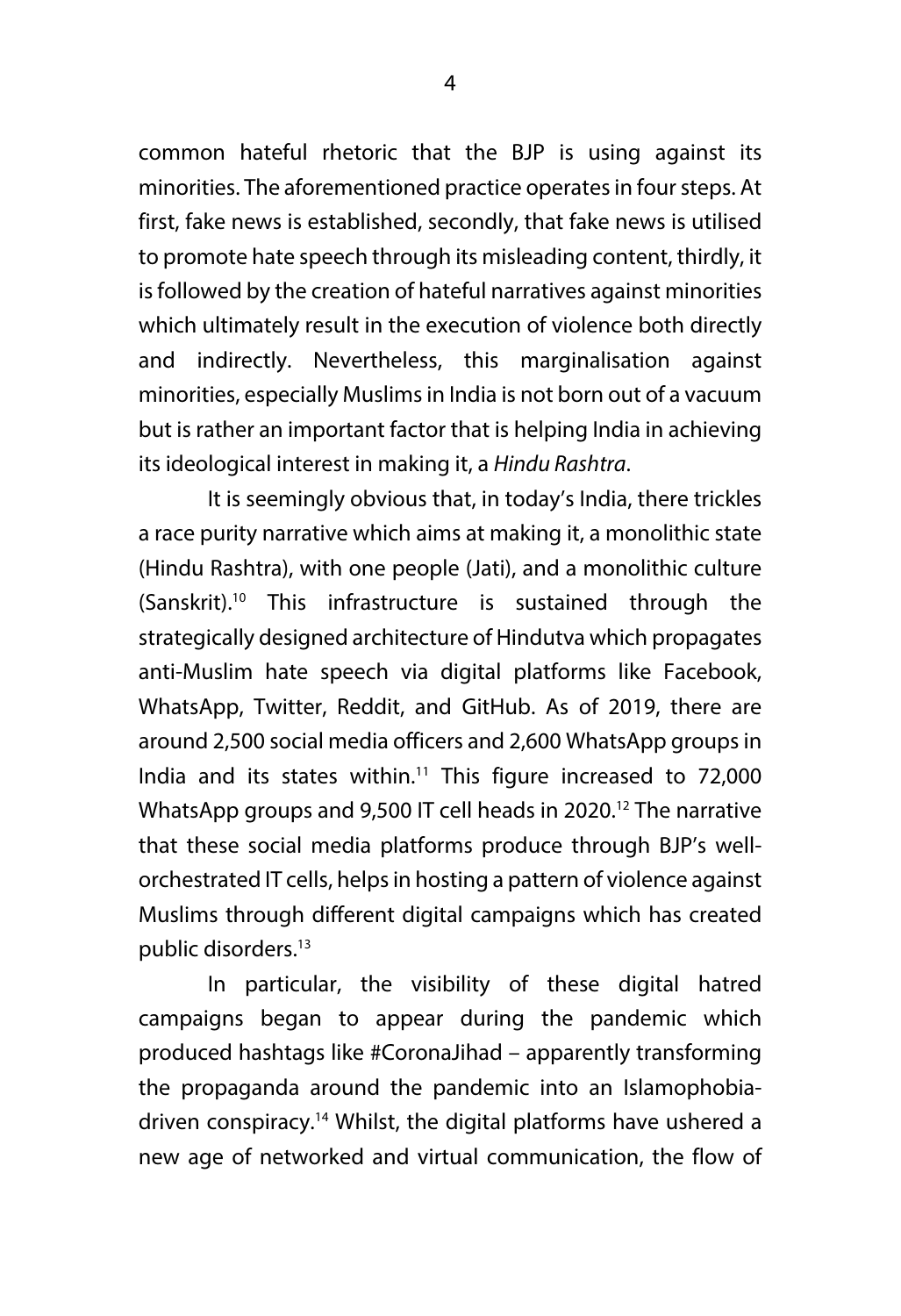common hateful rhetoric that the BJP is using against its minorities. The aforementioned practice operates in four steps. At first, fake news is established, secondly, that fake news is utilised to promote hate speech through its misleading content, thirdly, it is followed by the creation of hateful narratives against minorities which ultimately result in the execution of violence both directly and indirectly. Nevertheless, this marginalisation against minorities, especially Muslims in India is not born out of a vacuum but is rather an important factor that is helping India in achieving its ideological interest in making it, a *Hindu Rashtra*.

It is seemingly obvious that, in today's India, there trickles a race purity narrative which aims at making it, a monolithic state (Hindu Rashtra), with one people (Jati), and a monolithic culture (Sanskrit).[10] This infrastructure is sustained through the strategically designed architecture of Hindutva which propagates anti-Muslim hate speech via digital platforms like Facebook, WhatsApp, Twitter, Reddit, and GitHub. As of 2019, there are around 2,500 social media officers and 2,600 WhatsApp groups in India and its states within.[11] This figure increased to 72,000 WhatsApp groups and 9,500 IT cell heads in 2020.[12] The narrative that these social media platforms produce through BJP's well-orchestrated IT cells, helps in hosting a pattern of violence against Muslims through different digital campaigns which has created public disorders.[13]

In particular, the visibility of these digital hatred campaigns began to appear during the pandemic which produced hashtags like #CoronaJihad – apparently transforming the propaganda around the pandemic into an Islamophobia-driven conspiracy.[14] Whilst, the digital platforms have ushered a new age of networked and virtual communication, the flow of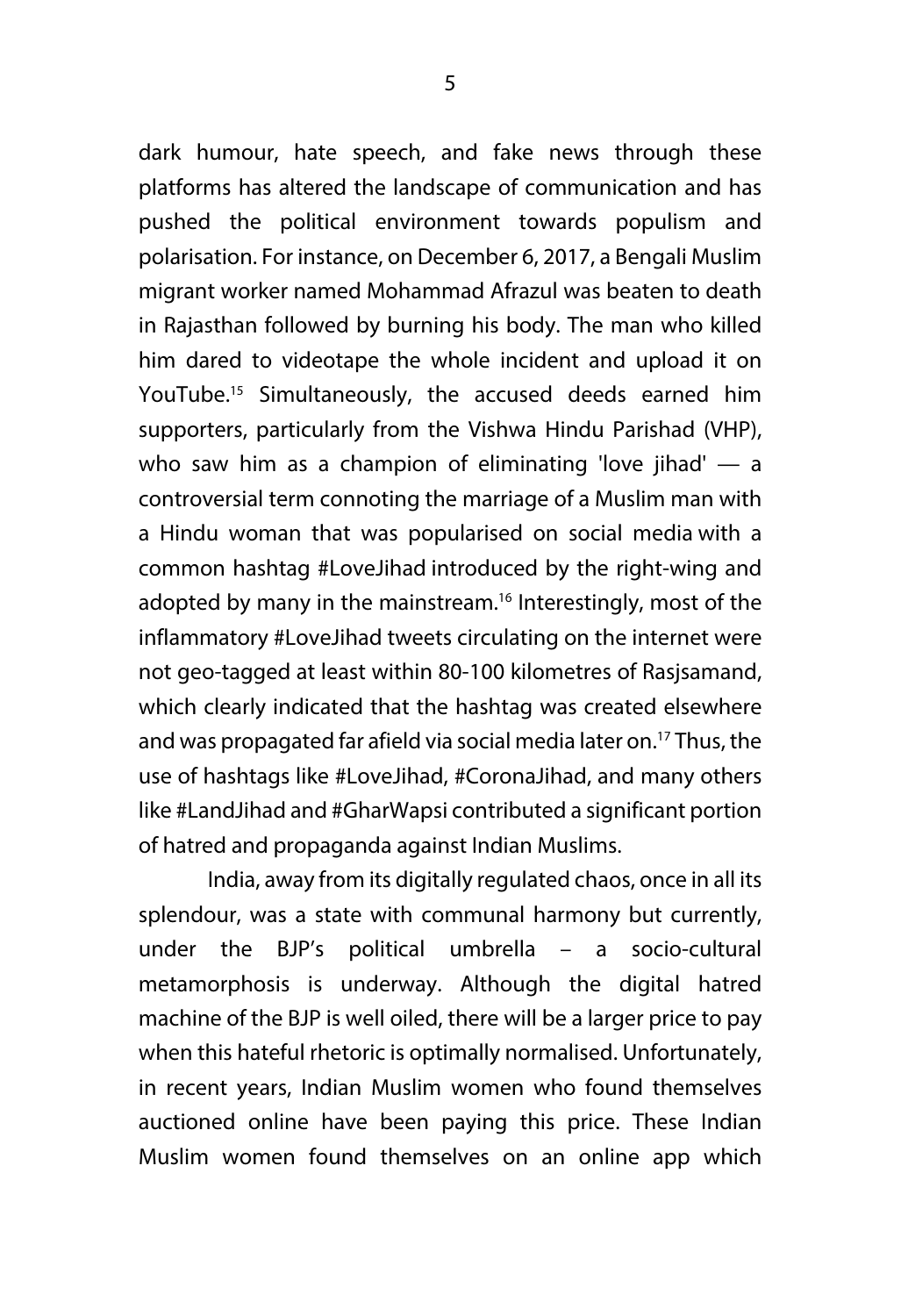dark humour, hate speech, and fake news through these platforms has altered the landscape of communication and has pushed the political environment towards populism and polarisation. For instance, on December 6, 2017, a Bengali Muslim migrant worker named Mohammad Afrazul was beaten to death in Rajasthan followed by burning his body. The man who killed him dared to videotape the whole incident and upload it on YouTube.[15] Simultaneously, the accused deeds earned him supporters, particularly from the Vishwa Hindu Parishad (VHP), who saw him as a champion of eliminating 'love jihad' — a controversial term connoting the marriage of a Muslim man with a Hindu woman that was popularised on social media with a common hashtag #LoveJihad introduced by the right-wing and adopted by many in the mainstream.[16] Interestingly, most of the inflammatory #LoveJihad tweets circulating on the internet were not geo-tagged at least within 80-100 kilometres of Rasjsamand, which clearly indicated that the hashtag was created elsewhere and was propagated far afield via social media later on.[17] Thus, the use of hashtags like #LoveJihad, #CoronaJihad, and many others like #LandJihad and #GharWapsi contributed a significant portion of hatred and propaganda against Indian Muslims.

India, away from its digitally regulated chaos, once in all its splendour, was a state with communal harmony but currently, under the BJP's political umbrella – a socio-cultural metamorphosis is underway. Although the digital hatred machine of the BJP is well oiled, there will be a larger price to pay when this hateful rhetoric is optimally normalised. Unfortunately, in recent years, Indian Muslim women who found themselves auctioned online have been paying this price. These Indian Muslim women found themselves on an online app which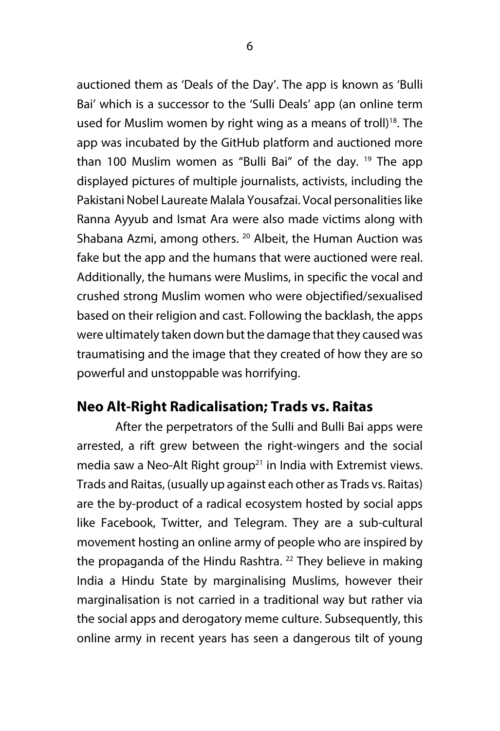auctioned them as 'Deals of the Day'. The app is known as 'Bulli Bai' which is a successor to the 'Sulli Deals' app (an online term used for Muslim women by right wing as a means of troll)[18]. The app was incubated by the GitHub platform and auctioned more than 100 Muslim women as "Bulli Bai" of the day. [19] The app displayed pictures of multiple journalists, activists, including the Pakistani Nobel Laureate Malala Yousafzai. Vocal personalities like Ranna Ayyub and Ismat Ara were also made victims along with Shabana Azmi, among others. [20] Albeit, the Human Auction was fake but the app and the humans that were auctioned were real. Additionally, the humans were Muslims, in specific the vocal and crushed strong Muslim women who were objectified/sexualised based on their religion and cast. Following the backlash, the apps were ultimately taken down but the damage that they caused was traumatising and the image that they created of how they are so powerful and unstoppable was horrifying.

## Neo Alt-Right Radicalisation; Trads vs. Raitas

After the perpetrators of the Sulli and Bulli Bai apps were arrested, a rift grew between the right-wingers and the social media saw a Neo-Alt Right group[21] in India with Extremist views. Trads and Raitas, (usually up against each other as Trads vs. Raitas) are the by-product of a radical ecosystem hosted by social apps like Facebook, Twitter, and Telegram. They are a sub-cultural movement hosting an online army of people who are inspired by the propaganda of the Hindu Rashtra. [22] They believe in making India a Hindu State by marginalising Muslims, however their marginalisation is not carried in a traditional way but rather via the social apps and derogatory meme culture. Subsequently, this online army in recent years has seen a dangerous tilt of young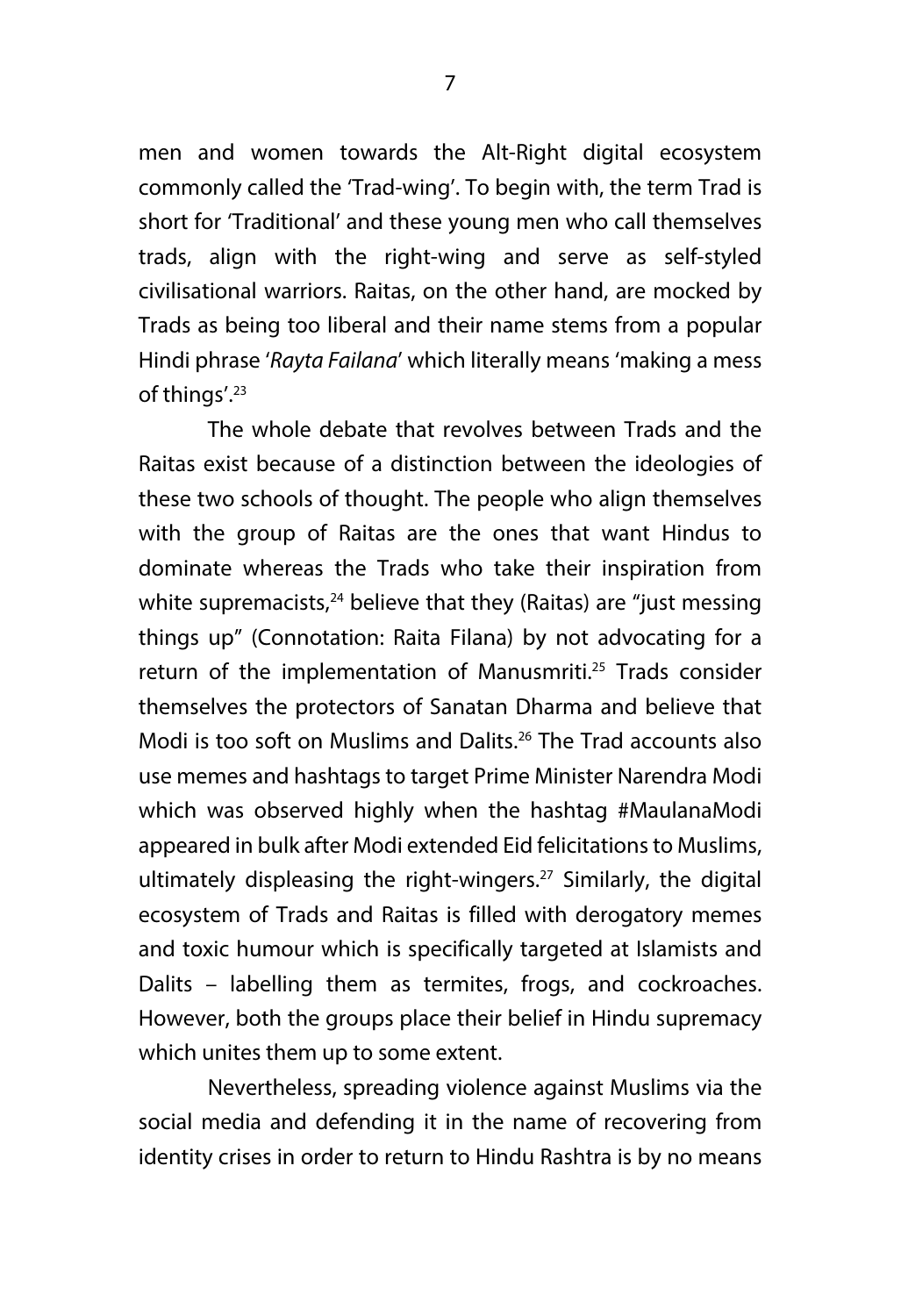men and women towards the Alt-Right digital ecosystem commonly called the 'Trad-wing'. To begin with, the term Trad is short for 'Traditional' and these young men who call themselves trads, align with the right-wing and serve as self-styled civilisational warriors. Raitas, on the other hand, are mocked by Trads as being too liberal and their name stems from a popular Hindi phrase '*Rayta Failana*' which literally means 'making a mess of things'.[23]

The whole debate that revolves between Trads and the Raitas exist because of a distinction between the ideologies of these two schools of thought. The people who align themselves with the group of Raitas are the ones that want Hindus to dominate whereas the Trads who take their inspiration from white supremacists,[24] believe that they (Raitas) are "just messing things up" (Connotation: Raita Filana) by not advocating for a return of the implementation of Manusmriti.[25] Trads consider themselves the protectors of Sanatan Dharma and believe that Modi is too soft on Muslims and Dalits.[26] The Trad accounts also use memes and hashtags to target Prime Minister Narendra Modi which was observed highly when the hashtag #MaulanaModi appeared in bulk after Modi extended Eid felicitations to Muslims, ultimately displeasing the right-wingers.[27] Similarly, the digital ecosystem of Trads and Raitas is filled with derogatory memes and toxic humour which is specifically targeted at Islamists and Dalits – labelling them as termites, frogs, and cockroaches. However, both the groups place their belief in Hindu supremacy which unites them up to some extent.

Nevertheless, spreading violence against Muslims via the social media and defending it in the name of recovering from identity crises in order to return to Hindu Rashtra is by no means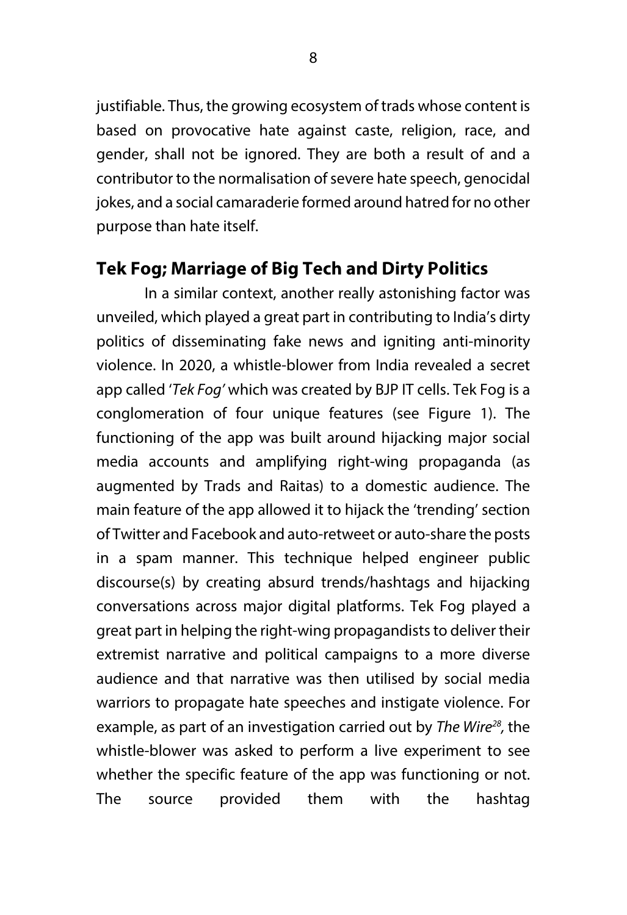justifiable. Thus, the growing ecosystem of trads whose content is based on provocative hate against caste, religion, race, and gender, shall not be ignored. They are both a result of and a contributor to the normalisation of severe hate speech, genocidal jokes, and a social camaraderie formed around hatred for no other purpose than hate itself.

## Tek Fog; Marriage of Big Tech and Dirty Politics

In a similar context, another really astonishing factor was unveiled, which played a great part in contributing to India's dirty politics of disseminating fake news and igniting anti-minority violence. In 2020, a whistle-blower from India revealed a secret app called '*Tek Fog*' which was created by BJP IT cells. Tek Fog is a conglomeration of four unique features (see Figure 1). The functioning of the app was built around hijacking major social media accounts and amplifying right-wing propaganda (as augmented by Trads and Raitas) to a domestic audience. The main feature of the app allowed it to hijack the 'trending' section of Twitter and Facebook and auto-retweet or auto-share the posts in a spam manner. This technique helped engineer public discourse(s) by creating absurd trends/hashtags and hijacking conversations across major digital platforms. Tek Fog played a great part in helping the right-wing propagandists to deliver their extremist narrative and political campaigns to a more diverse audience and that narrative was then utilised by social media warriors to propagate hate speeches and instigate violence. For example, as part of an investigation carried out by *The Wire*[28], the whistle-blower was asked to perform a live experiment to see whether the specific feature of the app was functioning or not. The source provided them with the hashtag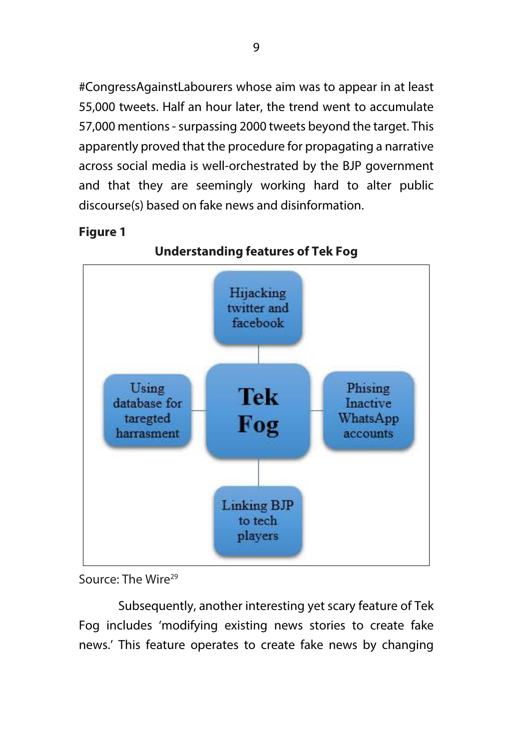#CongressAgainstLabourers whose aim was to appear in at least 55,000 tweets. Half an hour later, the trend went to accumulate 57,000 mentions - surpassing 2000 tweets beyond the target. This apparently proved that the procedure for propagating a narrative across social media is well-orchestrated by the BJP government and that they are seemingly working hard to alter public discourse(s) based on fake news and disinformation.

**Figure 1**

**Understanding features of Tek Fog**

Tek Fog

Hijacking twitter and facebook

Using database for taregted harrasment

Phising Inactive WhatsApp accounts

Linking BJP to tech players

Source: The Wire[29]

Subsequently, another interesting yet scary feature of Tek Fog includes 'modifying existing news stories to create fake news.' This feature operates to create fake news by changing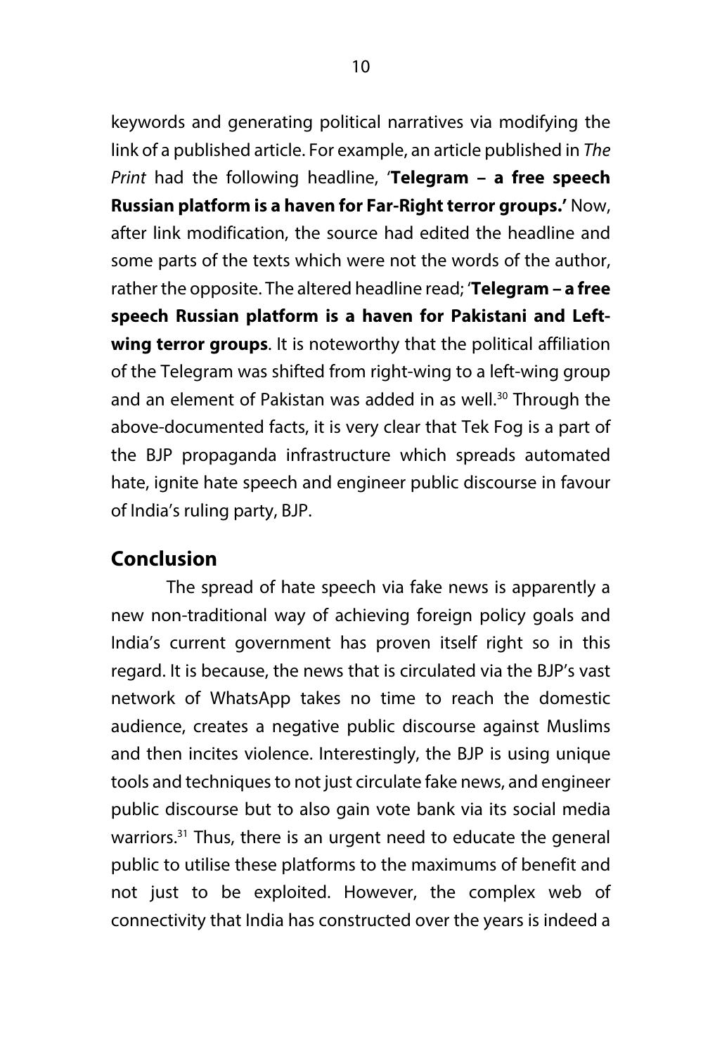keywords and generating political narratives via modifying the link of a published article. For example, an article published in *The Print* had the following headline, '**Telegram – a free speech Russian platform is a haven for Far-Right terror groups.'** Now, after link modification, the source had edited the headline and some parts of the texts which were not the words of the author, rather the opposite. The altered headline read; '**Telegram – a free speech Russian platform is a haven for Pakistani and Left-wing terror groups**. It is noteworthy that the political affiliation of the Telegram was shifted from right-wing to a left-wing group and an element of Pakistan was added in as well.[30] Through the above-documented facts, it is very clear that Tek Fog is a part of the BJP propaganda infrastructure which spreads automated hate, ignite hate speech and engineer public discourse in favour of India's ruling party, BJP.

## Conclusion

The spread of hate speech via fake news is apparently a new non-traditional way of achieving foreign policy goals and India's current government has proven itself right so in this regard. It is because, the news that is circulated via the BJP's vast network of WhatsApp takes no time to reach the domestic audience, creates a negative public discourse against Muslims and then incites violence. Interestingly, the BJP is using unique tools and techniques to not just circulate fake news, and engineer public discourse but to also gain vote bank via its social media warriors.[31] Thus, there is an urgent need to educate the general public to utilise these platforms to the maximums of benefit and not just to be exploited. However, the complex web of connectivity that India has constructed over the years is indeed a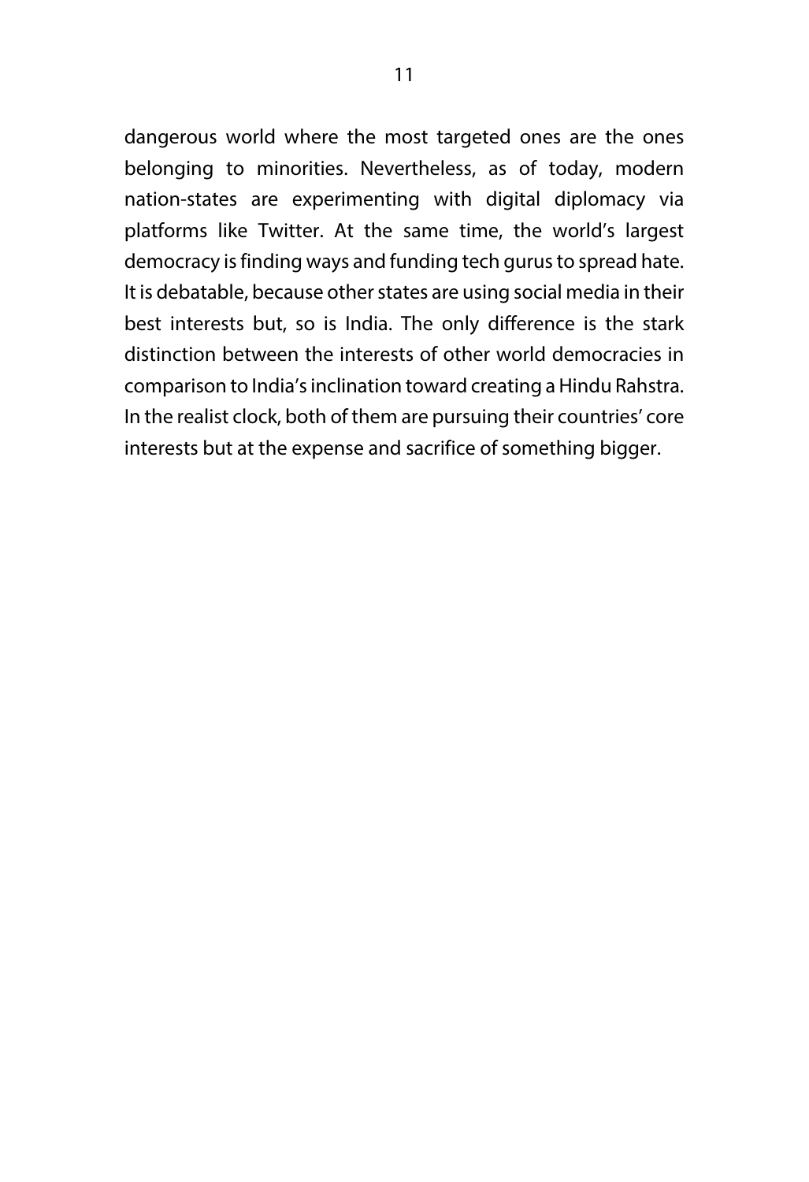dangerous world where the most targeted ones are the ones belonging to minorities. Nevertheless, as of today, modern nation-states are experimenting with digital diplomacy via platforms like Twitter. At the same time, the world's largest democracy is finding ways and funding tech gurus to spread hate. It is debatable, because other states are using social media in their best interests but, so is India. The only difference is the stark distinction between the interests of other world democracies in comparison to India's inclination toward creating a Hindu Rahstra. In the realist clock, both of them are pursuing their countries' core interests but at the expense and sacrifice of something bigger.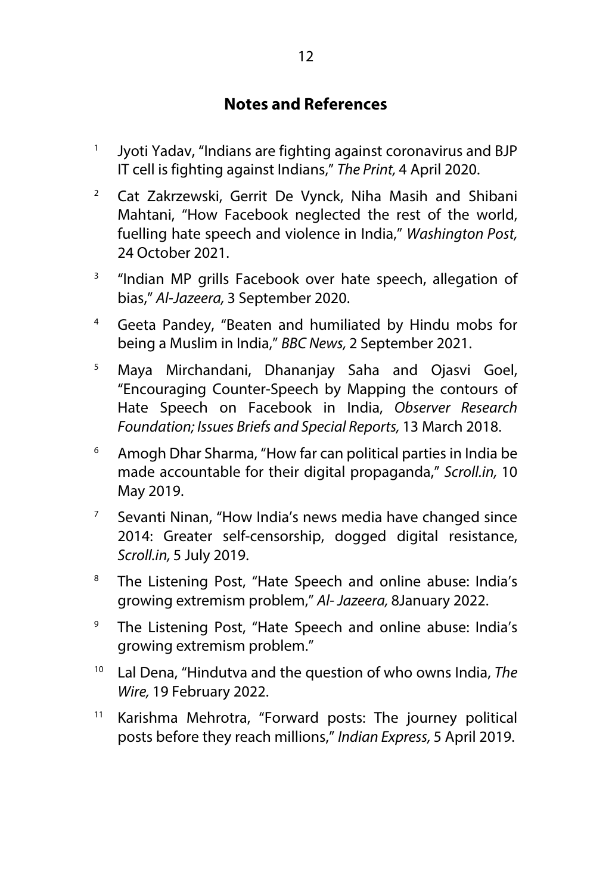## Notes and References

1. Jyoti Yadav, "Indians are fighting against coronavirus and BJP IT cell is fighting against Indians," *The Print,* 4 April 2020.
2. Cat Zakrzewski, Gerrit De Vynck, Niha Masih and Shibani Mahtani, "How Facebook neglected the rest of the world, fuelling hate speech and violence in India," *Washington Post,* 24 October 2021.
3. "Indian MP grills Facebook over hate speech, allegation of bias," *Al-Jazeera,* 3 September 2020.
4. Geeta Pandey, "Beaten and humiliated by Hindu mobs for being a Muslim in India," *BBC News,* 2 September 2021.
5. Maya Mirchandani, Dhananjay Saha and Ojasvi Goel, "Encouraging Counter-Speech by Mapping the contours of Hate Speech on Facebook in India, *Observer Research Foundation; Issues Briefs and Special Reports,* 13 March 2018.
6. Amogh Dhar Sharma, "How far can political parties in India be made accountable for their digital propaganda," *Scroll.in,* 10 May 2019.
7. Sevanti Ninan, "How India's news media have changed since 2014: Greater self-censorship, dogged digital resistance, *Scroll.in,* 5 July 2019.
8. The Listening Post, "Hate Speech and online abuse: India's growing extremism problem," *Al- Jazeera,* 8January 2022.
9. The Listening Post, "Hate Speech and online abuse: India's growing extremism problem."
10. Lal Dena, "Hindutva and the question of who owns India, *The Wire,* 19 February 2022.
11. Karishma Mehrotra, "Forward posts: The journey political posts before they reach millions," *Indian Express,* 5 April 2019.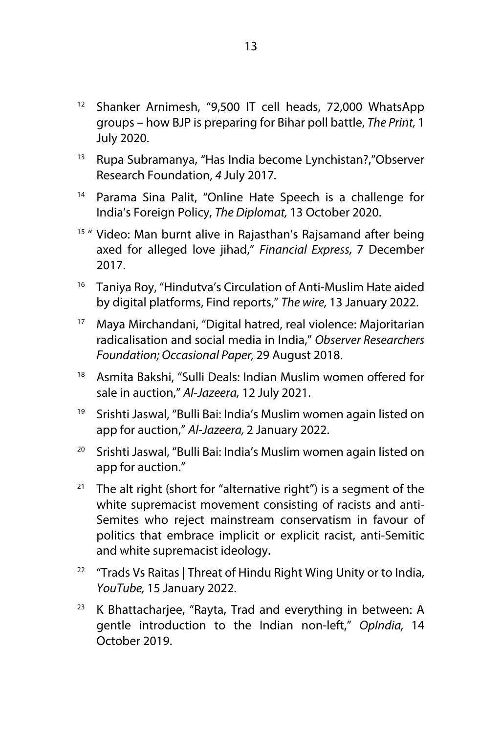[12] Shanker Arnimesh, "9,500 IT cell heads, 72,000 WhatsApp groups – how BJP is preparing for Bihar poll battle, *The Print,* 1 July 2020.

[13] Rupa Subramanya, "Has India become Lynchistan?,"Observer Research Foundation, *4* July 2017.

[14] Parama Sina Palit, "Online Hate Speech is a challenge for India's Foreign Policy, *The Diplomat,* 13 October 2020.

[15] " Video: Man burnt alive in Rajasthan's Rajsamand after being axed for alleged love jihad," *Financial Express,* 7 December 2017.

[16] Taniya Roy, "Hindutva's Circulation of Anti-Muslim Hate aided by digital platforms, Find reports," *The wire,* 13 January 2022.

[17] Maya Mirchandani, "Digital hatred, real violence: Majoritarian radicalisation and social media in India," *Observer Researchers Foundation; Occasional Paper,* 29 August 2018.

[18] Asmita Bakshi, "Sulli Deals: Indian Muslim women offered for sale in auction," *Al-Jazeera,* 12 July 2021.

[19] Srishti Jaswal, "Bulli Bai: India's Muslim women again listed on app for auction," *Al-Jazeera,* 2 January 2022.

[20] Srishti Jaswal, "Bulli Bai: India's Muslim women again listed on app for auction."

[21] The alt right (short for "alternative right") is a segment of the white supremacist movement consisting of racists and anti-Semites who reject mainstream conservatism in favour of politics that embrace implicit or explicit racist, anti-Semitic and white supremacist ideology.

[22] "Trads Vs Raitas | Threat of Hindu Right Wing Unity or to India, *YouTube,* 15 January 2022.

[23] K Bhattacharjee, "Rayta, Trad and everything in between: A gentle introduction to the Indian non-left," *OpIndia,* 14 October 2019.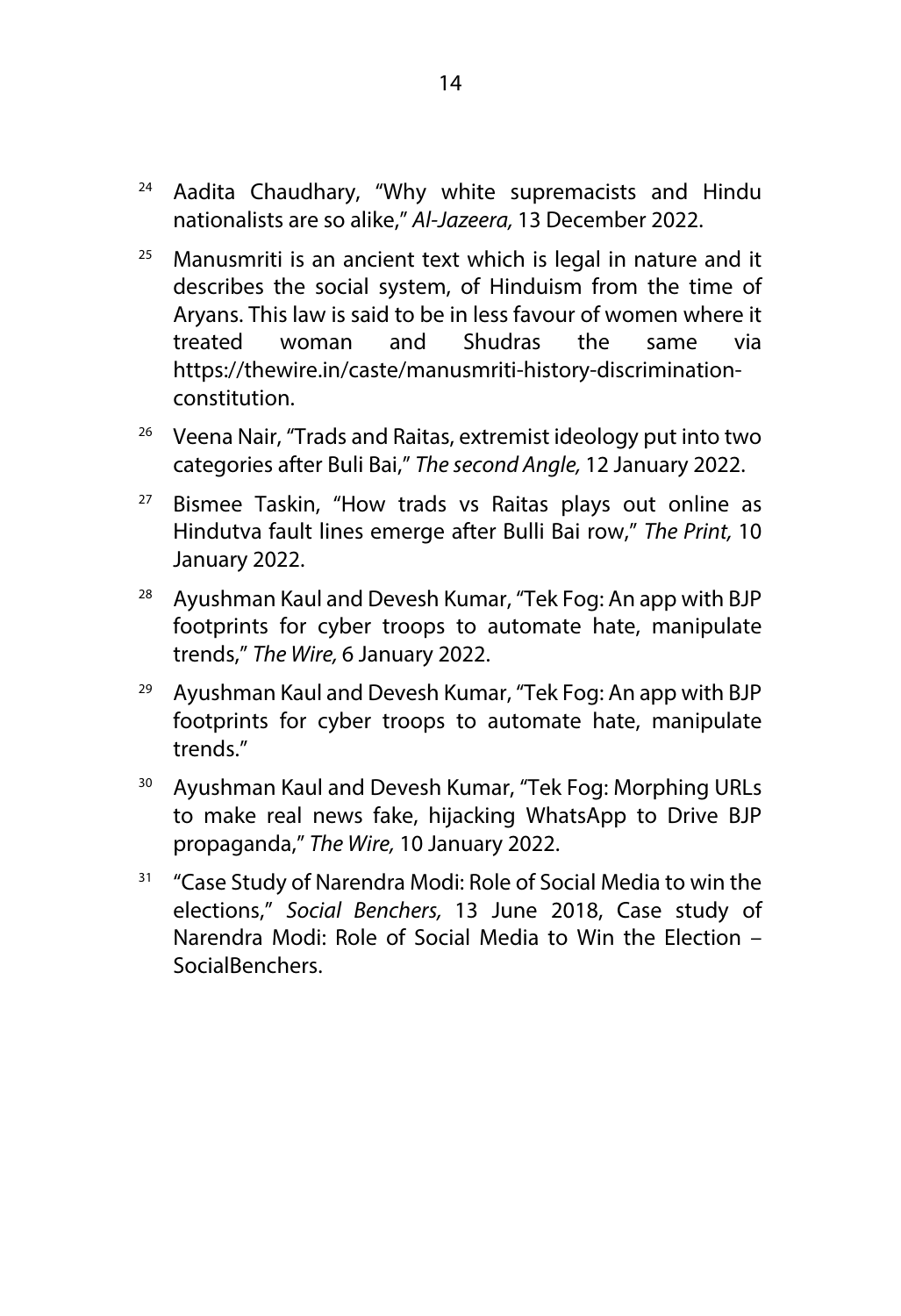[24] Aadita Chaudhary, "Why white supremacists and Hindu nationalists are so alike," *Al-Jazeera,* 13 December 2022.

[25] Manusmriti is an ancient text which is legal in nature and it describes the social system, of Hinduism from the time of Aryans. This law is said to be in less favour of women where it treated woman and Shudras the same via https://thewire.in/caste/manusmriti-history-discrimination-constitution.

[26] Veena Nair, "Trads and Raitas, extremist ideology put into two categories after Buli Bai," *The second Angle,* 12 January 2022.

[27] Bismee Taskin, "How trads vs Raitas plays out online as Hindutva fault lines emerge after Bulli Bai row," *The Print,* 10 January 2022.

[28] Ayushman Kaul and Devesh Kumar, "Tek Fog: An app with BJP footprints for cyber troops to automate hate, manipulate trends," *The Wire,* 6 January 2022.

[29] Ayushman Kaul and Devesh Kumar, "Tek Fog: An app with BJP footprints for cyber troops to automate hate, manipulate trends."

[30] Ayushman Kaul and Devesh Kumar, "Tek Fog: Morphing URLs to make real news fake, hijacking WhatsApp to Drive BJP propaganda," *The Wire,* 10 January 2022.

[31] "Case Study of Narendra Modi: Role of Social Media to win the elections," *Social Benchers,* 13 June 2018, Case study of Narendra Modi: Role of Social Media to Win the Election – SocialBenchers.